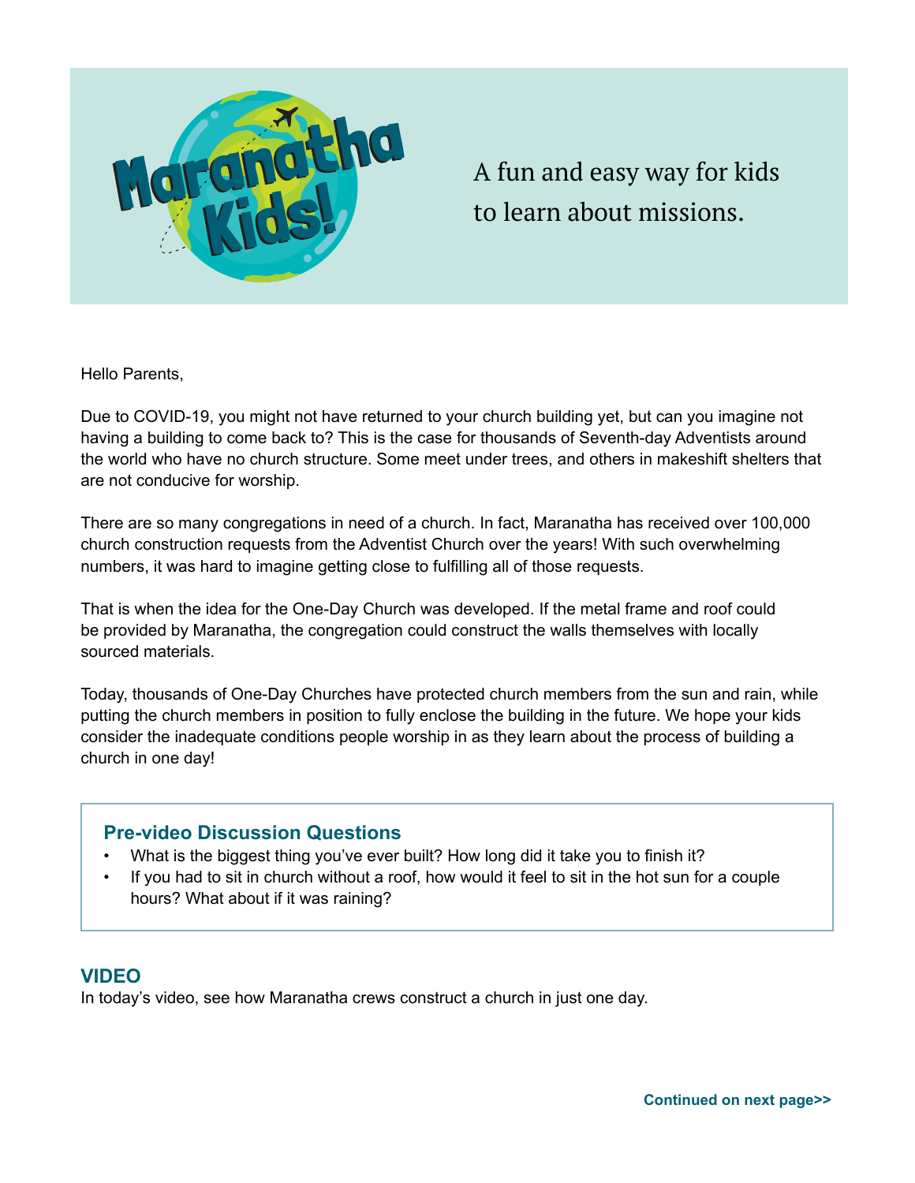# Maranatha Kids!

A fun and easy way for kids to learn about missions.

Hello Parents,

Due to COVID-19, you might not have returned to your church building yet, but can you imagine not having a building to come back to? This is the case for thousands of Seventh-day Adventists around the world who have no church structure. Some meet under trees, and others in makeshift shelters that are not conducive for worship.

There are so many congregations in need of a church. In fact, Maranatha has received over 100,000 church construction requests from the Adventist Church over the years! With such overwhelming numbers, it was hard to imagine getting close to fulfilling all of those requests.

That is when the idea for the One-Day Church was developed. If the metal frame and roof could be provided by Maranatha, the congregation could construct the walls themselves with locally sourced materials.

Today, thousands of One-Day Churches have protected church members from the sun and rain, while putting the church members in position to fully enclose the building in the future. We hope your kids consider the inadequate conditions people worship in as they learn about the process of building a church in one day!

## Pre-video Discussion Questions

- What is the biggest thing you've ever built? How long did it take you to finish it?
- If you had to sit in church without a roof, how would it feel to sit in the hot sun for a couple hours? What about if it was raining?

## VIDEO

In today's video, see how Maranatha crews construct a church in just one day.

**Continued on next page>>**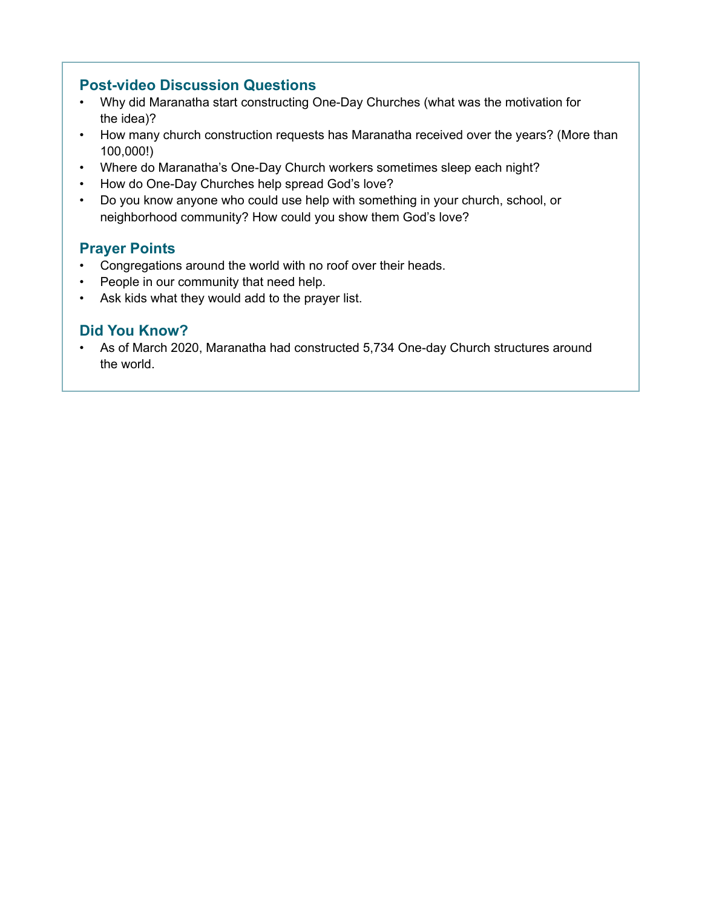## Post-video Discussion Questions

- Why did Maranatha start constructing One-Day Churches (what was the motivation for the idea)?
- How many church construction requests has Maranatha received over the years? (More than 100,000!)
- Where do Maranatha's One-Day Church workers sometimes sleep each night?
- How do One-Day Churches help spread God's love?
- Do you know anyone who could use help with something in your church, school, or neighborhood community? How could you show them God's love?

## Prayer Points

- Congregations around the world with no roof over their heads.
- People in our community that need help.
- Ask kids what they would add to the prayer list.

## Did You Know?

- As of March 2020, Maranatha had constructed 5,734 One-day Church structures around the world.